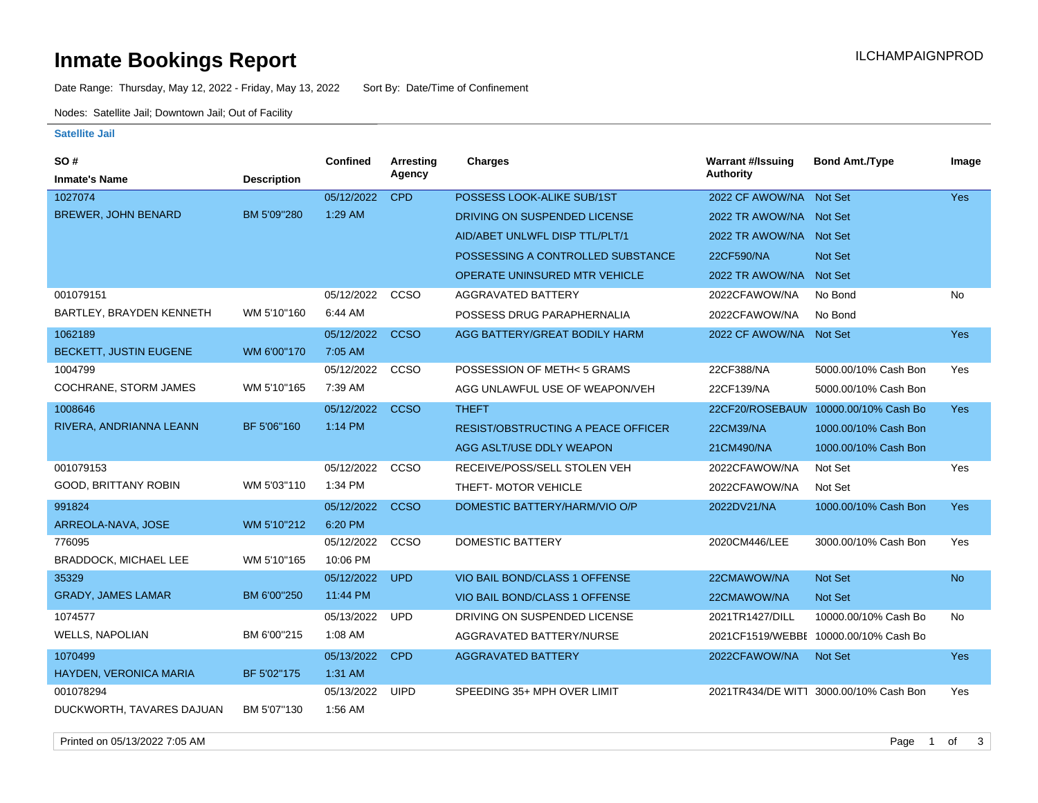# Inmate Bookings Report

ILCHAMPAIGNPROD

Date Range: Thursday, May 12, 2022 - Friday, May 13, 2022  Sort By: Date/Time of Confinement

Nodes: Satellite Jail; Downtown Jail; Out of Facility

**Satellite Jail**

| SO # / Inmate's Name | Description | Confined | Arresting Agency | Charges | Warrant #/Issuing Authority | Bond Amt./Type | Image |
|---|---|---|---|---|---|---|---|
| 1027074 | | 05/12/2022 | CPD | POSSESS LOOK-ALIKE SUB/1ST | 2022 CF AWOW/NA | Not Set | Yes |
| BREWER, JOHN BENARD | BM 5'09"280 | 1:29 AM | | DRIVING ON SUSPENDED LICENSE | 2022 TR AWOW/NA | Not Set | |
| | | | | AID/ABET UNLWFL DISP TTL/PLT/1 | 2022 TR AWOW/NA | Not Set | |
| | | | | POSSESSING A CONTROLLED SUBSTANCE | 22CF590/NA | Not Set | |
| | | | | OPERATE UNINSURED MTR VEHICLE | 2022 TR AWOW/NA | Not Set | |
| 001079151 | | 05/12/2022 | CCSO | AGGRAVATED BATTERY | 2022CFAWOW/NA | No Bond | No |
| BARTLEY, BRAYDEN KENNETH | WM 5'10"160 | 6:44 AM | | POSSESS DRUG PARAPHERNALIA | 2022CFAWOW/NA | No Bond | |
| 1062189 | | 05/12/2022 | CCSO | AGG BATTERY/GREAT BODILY HARM | 2022 CF AWOW/NA | Not Set | Yes |
| BECKETT, JUSTIN EUGENE | WM 6'00"170 | 7:05 AM | | | | | |
| 1004799 | | 05/12/2022 | CCSO | POSSESSION OF METH< 5 GRAMS | 22CF388/NA | 5000.00/10% Cash Bon | Yes |
| COCHRANE, STORM JAMES | WM 5'10"165 | 7:39 AM | | AGG UNLAWFUL USE OF WEAPON/VEH | 22CF139/NA | 5000.00/10% Cash Bon | |
| 1008646 | | 05/12/2022 | CCSO | THEFT | 22CF20/ROSEBAUM | 10000.00/10% Cash Bo | Yes |
| RIVERA, ANDRIANNA LEANN | BF 5'06"160 | 1:14 PM | | RESIST/OBSTRUCTING A PEACE OFFICER | 22CM39/NA | 1000.00/10% Cash Bon | |
| | | | | AGG ASLT/USE DDLY WEAPON | 21CM490/NA | 1000.00/10% Cash Bon | |
| 001079153 | | 05/12/2022 | CCSO | RECEIVE/POSS/SELL STOLEN VEH | 2022CFAWOW/NA | Not Set | Yes |
| GOOD, BRITTANY ROBIN | WM 5'03"110 | 1:34 PM | | THEFT- MOTOR VEHICLE | 2022CFAWOW/NA | Not Set | |
| 991824 | | 05/12/2022 | CCSO | DOMESTIC BATTERY/HARM/VIO O/P | 2022DV21/NA | 1000.00/10% Cash Bon | Yes |
| ARREOLA-NAVA, JOSE | WM 5'10"212 | 6:20 PM | | | | | |
| 776095 | | 05/12/2022 | CCSO | DOMESTIC BATTERY | 2020CM446/LEE | 3000.00/10% Cash Bon | Yes |
| BRADDOCK, MICHAEL LEE | WM 5'10"165 | 10:06 PM | | | | | |
| 35329 | | 05/12/2022 | UPD | VIO BAIL BOND/CLASS 1 OFFENSE | 22CMAWOW/NA | Not Set | No |
| GRADY, JAMES LAMAR | BM 6'00"250 | 11:44 PM | | VIO BAIL BOND/CLASS 1 OFFENSE | 22CMAWOW/NA | Not Set | |
| 1074577 | | 05/13/2022 | UPD | DRIVING ON SUSPENDED LICENSE | 2021TR1427/DILL | 10000.00/10% Cash Bo | No |
| WELLS, NAPOLIAN | BM 6'00"215 | 1:08 AM | | AGGRAVATED BATTERY/NURSE | 2021CF1519/WEBBE | 10000.00/10% Cash Bo | |
| 1070499 | | 05/13/2022 | CPD | AGGRAVATED BATTERY | 2022CFAWOW/NA | Not Set | Yes |
| HAYDEN, VERONICA MARIA | BF 5'02"175 | 1:31 AM | | | | | |
| 001078294 | | 05/13/2022 | UIPD | SPEEDING 35+ MPH OVER LIMIT | 2021TR434/DE WITT | 3000.00/10% Cash Bon | Yes |
| DUCKWORTH, TAVARES DAJUAN | BM 5'07"130 | 1:56 AM | | | | | |

Printed on 05/13/2022 7:05 AM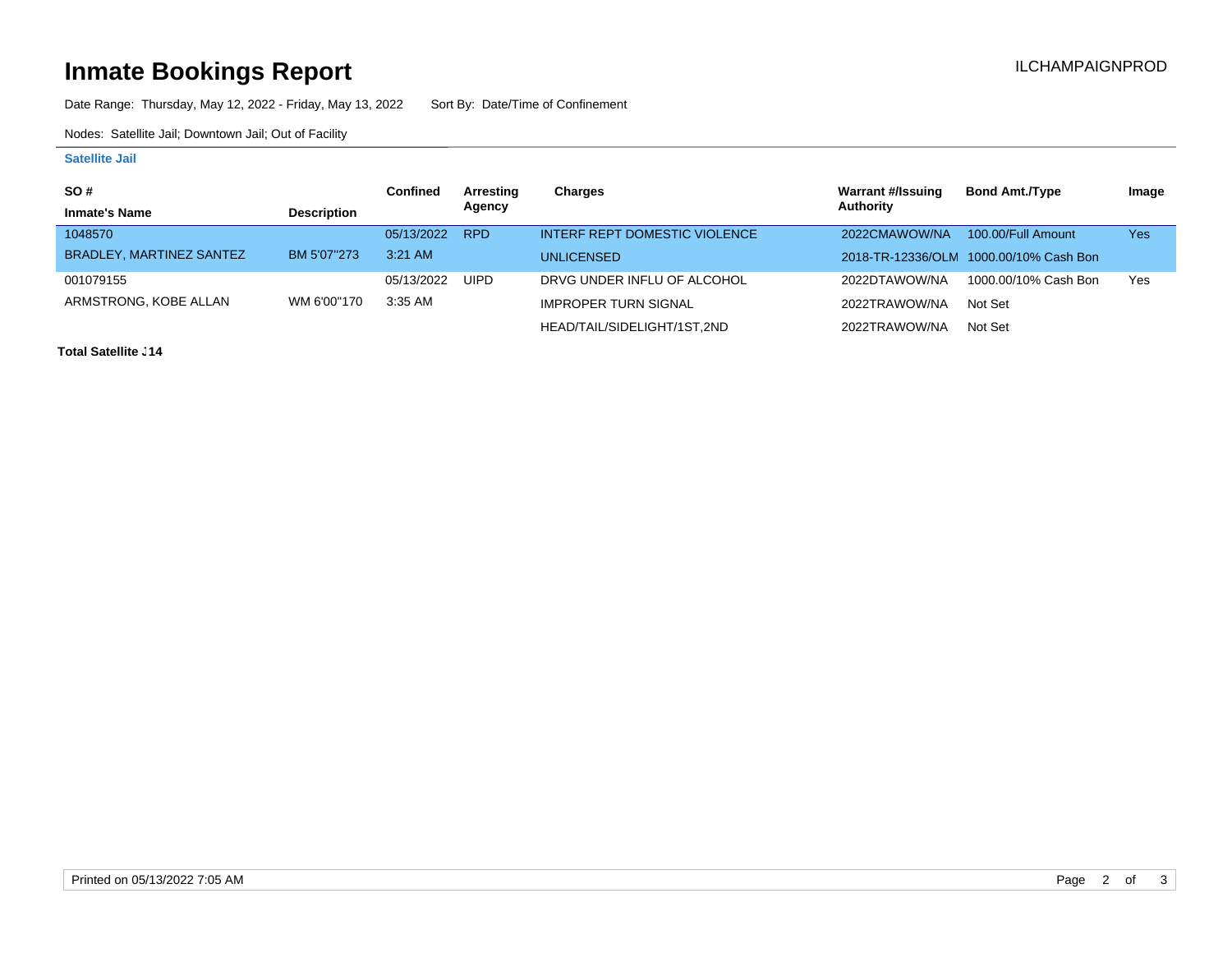# Inmate Bookings Report

ILCHAMPAIGNPROD

Date Range: Thursday, May 12, 2022 - Friday, May 13, 2022 Sort By: Date/Time of Confinement

Nodes: Satellite Jail; Downtown Jail; Out of Facility

### Satellite Jail

| SO # / Inmate's Name | Description | Confined | Arresting Agency | Charges | Warrant #/Issuing Authority | Bond Amt./Type | Image |
|---|---|---|---|---|---|---|---|
| 1048570 | | 05/13/2022 | RPD | INTERF REPT DOMESTIC VIOLENCE | 2022CMAWOW/NA | 100.00/Full Amount | Yes |
| BRADLEY, MARTINEZ SANTEZ | BM 5'07"273 | 3:21 AM | | UNLICENSED | 2018-TR-12336/OLM | 1000.00/10% Cash Bon | |
| 001079155 | | 05/13/2022 | UIPD | DRVG UNDER INFLU OF ALCOHOL | 2022DTAWOW/NA | 1000.00/10% Cash Bon | Yes |
| ARMSTRONG, KOBE ALLAN | WM 6'00"170 | 3:35 AM | | IMPROPER TURN SIGNAL | 2022TRAWOW/NA | Not Set | |
| | | | | HEAD/TAIL/SIDELIGHT/1ST,2ND | 2022TRAWOW/NA | Not Set | |

**Total Satellite .14**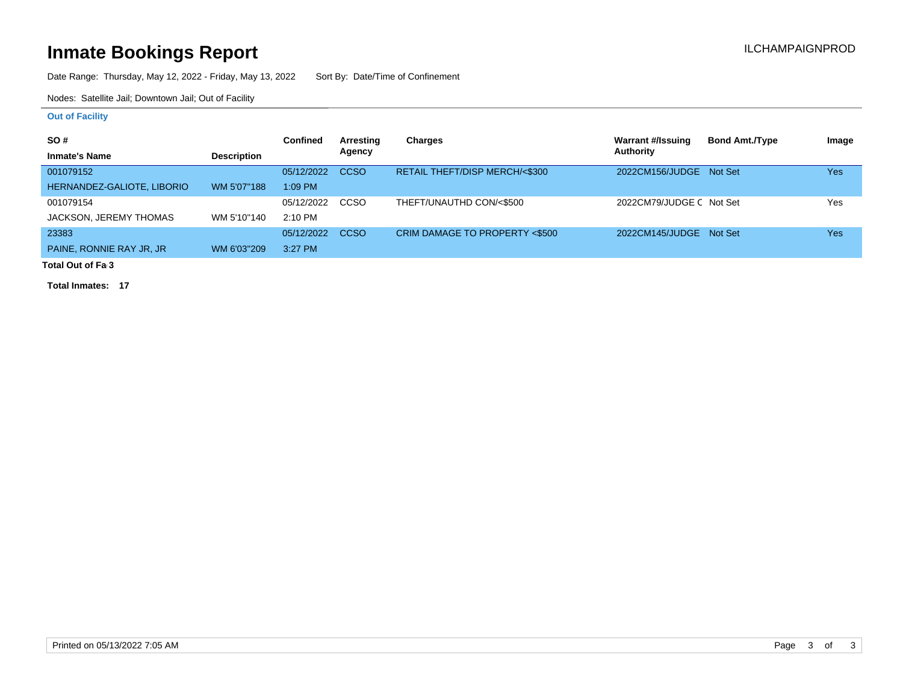# Inmate Bookings Report

ILCHAMPAIGNPROD

Date Range: Thursday, May 12, 2022 - Friday, May 13, 2022 Sort By: Date/Time of Confinement

Nodes: Satellite Jail; Downtown Jail; Out of Facility

**Out of Facility**

| SO # / Inmate's Name | Description | Confined | Arresting Agency | Charges | Warrant #/Issuing Authority | Bond Amt./Type | Image |
|---|---|---|---|---|---|---|---|
| 001079152<br>HERNANDEZ-GALIOTE, LIBORIO | WM 5'07"188 | 05/12/2022<br>1:09 PM | CCSO | RETAIL THEFT/DISP MERCH/<$300 | 2022CM156/JUDGE | Not Set | Yes |
| 001079154<br>JACKSON, JEREMY THOMAS | WM 5'10"140 | 05/12/2022<br>2:10 PM | CCSO | THEFT/UNAUTHD CON/<$500 | 2022CM79/JUDGE C | Not Set | Yes |
| 23383<br>PAINE, RONNIE RAY JR, JR | WM 6'03"209 | 05/12/2022<br>3:27 PM | CCSO | CRIM DAMAGE TO PROPERTY <$500 | 2022CM145/JUDGE | Not Set | Yes |

**Total Out of Fa 3**

**Total Inmates: 17**

Printed on 05/13/2022 7:05 AM